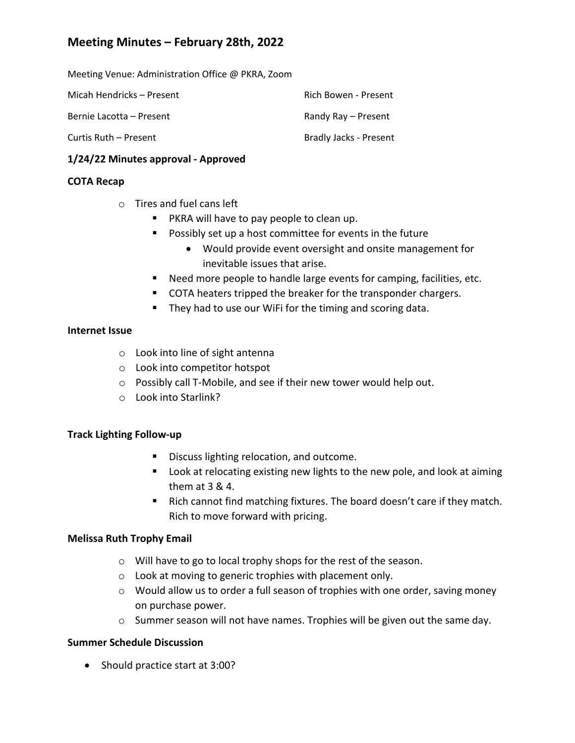# Meeting Minutes – February 28th, 2022

Meeting Venue: Administration Office @ PKRA, Zoom

Micah Hendricks – Present

Bernie Lacotta – Present

Curtis Ruth – Present

Rich Bowen - Present

Randy Ray – Present

Bradly Jacks - Present

**1/24/22 Minutes approval - Approved**

**COTA Recap**

- Tires and fuel cans left
  - PKRA will have to pay people to clean up.
  - Possibly set up a host committee for events in the future
    - Would provide event oversight and onsite management for inevitable issues that arise.
  - Need more people to handle large events for camping, facilities, etc.
  - COTA heaters tripped the breaker for the transponder chargers.
  - They had to use our WiFi for the timing and scoring data.

**Internet Issue**

- Look into line of sight antenna
- Look into competitor hotspot
- Possibly call T-Mobile, and see if their new tower would help out.
- Look into Starlink?

**Track Lighting Follow-up**

- Discuss lighting relocation, and outcome.
- Look at relocating existing new lights to the new pole, and look at aiming them at 3 & 4.
- Rich cannot find matching fixtures. The board doesn't care if they match. Rich to move forward with pricing.

**Melissa Ruth Trophy Email**

- Will have to go to local trophy shops for the rest of the season.
- Look at moving to generic trophies with placement only.
- Would allow us to order a full season of trophies with one order, saving money on purchase power.
- Summer season will not have names. Trophies will be given out the same day.

**Summer Schedule Discussion**

- Should practice start at 3:00?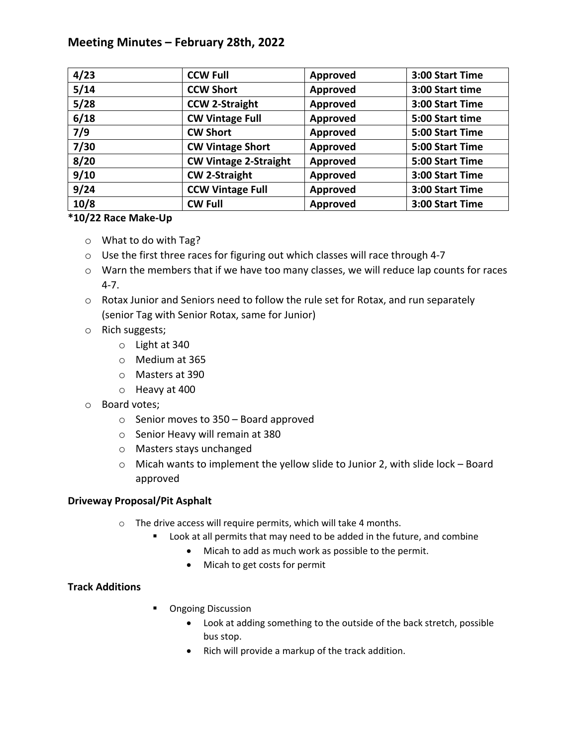# Meeting Minutes – February 28th, 2022

| 4/23 | CCW Full | Approved | 3:00 Start Time |
|---|---|---|---|
| 5/14 | CCW Short | Approved | 3:00 Start time |
| 5/28 | CCW 2-Straight | Approved | 3:00 Start Time |
| 6/18 | CW Vintage Full | Approved | 5:00 Start time |
| 7/9 | CW Short | Approved | 5:00 Start Time |
| 7/30 | CW Vintage Short | Approved | 5:00 Start Time |
| 8/20 | CW Vintage 2-Straight | Approved | 5:00 Start Time |
| 9/10 | CW 2-Straight | Approved | 3:00 Start Time |
| 9/24 | CCW Vintage Full | Approved | 3:00 Start Time |
| 10/8 | CW Full | Approved | 3:00 Start Time |

**\*10/22 Race Make-Up**

- What to do with Tag?
- Use the first three races for figuring out which classes will race through 4-7
- Warn the members that if we have too many classes, we will reduce lap counts for races 4-7.
- Rotax Junior and Seniors need to follow the rule set for Rotax, and run separately (senior Tag with Senior Rotax, same for Junior)
- Rich suggests;
  - Light at 340
  - Medium at 365
  - Masters at 390
  - Heavy at 400
- Board votes;
  - Senior moves to 350 – Board approved
  - Senior Heavy will remain at 380
  - Masters stays unchanged
  - Micah wants to implement the yellow slide to Junior 2, with slide lock – Board approved

**Driveway Proposal/Pit Asphalt**

- The drive access will require permits, which will take 4 months.
  - Look at all permits that may need to be added in the future, and combine
    - Micah to add as much work as possible to the permit.
    - Micah to get costs for permit

**Track Additions**

- Ongoing Discussion
  - Look at adding something to the outside of the back stretch, possible bus stop.
  - Rich will provide a markup of the track addition.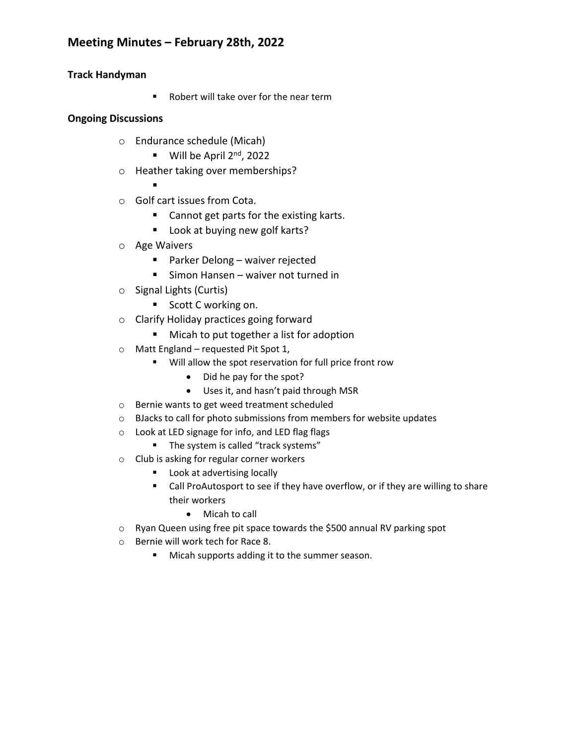## Meeting Minutes – February 28th, 2022

### Track Handyman

- Robert will take over for the near term

### Ongoing Discussions

- Endurance schedule (Micah)
  - Will be April 2nd, 2022
- Heather taking over memberships?
  - 
- Golf cart issues from Cota.
  - Cannot get parts for the existing karts.
  - Look at buying new golf karts?
- Age Waivers
  - Parker Delong – waiver rejected
  - Simon Hansen – waiver not turned in
- Signal Lights (Curtis)
  - Scott C working on.
- Clarify Holiday practices going forward
  - Micah to put together a list for adoption
- Matt England – requested Pit Spot 1,
  - Will allow the spot reservation for full price front row
    - Did he pay for the spot?
    - Uses it, and hasn't paid through MSR
- Bernie wants to get weed treatment scheduled
- BJacks to call for photo submissions from members for website updates
- Look at LED signage for info, and LED flag flags
  - The system is called "track systems"
- Club is asking for regular corner workers
  - Look at advertising locally
  - Call ProAutosport to see if they have overflow, or if they are willing to share their workers
    - Micah to call
- Ryan Queen using free pit space towards the $500 annual RV parking spot
- Bernie will work tech for Race 8.
  - Micah supports adding it to the summer season.